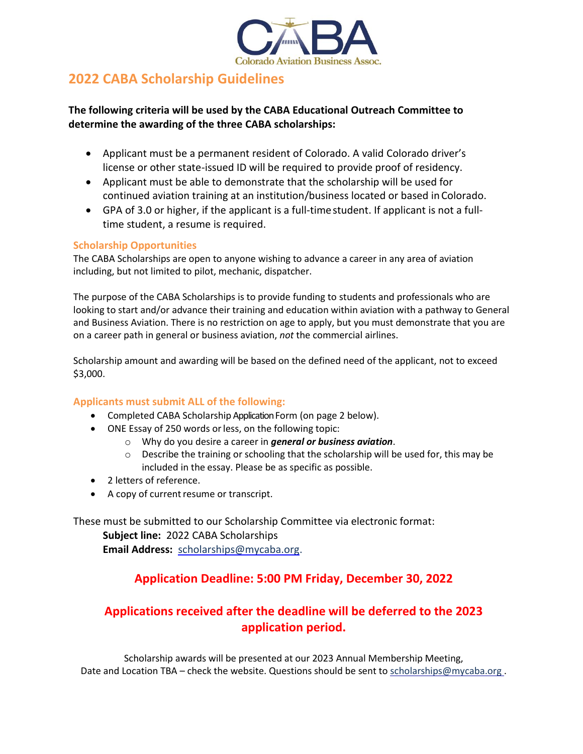CABA
Colorado Aviation Business Assoc.

# 2022 CABA Scholarship Guidelines

**The following criteria will be used by the CABA Educational Outreach Committee to determine the awarding of the three CABA scholarships:**

- Applicant must be a permanent resident of Colorado. A valid Colorado driver's license or other state-issued ID will be required to provide proof of residency.
- Applicant must be able to demonstrate that the scholarship will be used for continued aviation training at an institution/business located or based in Colorado.
- GPA of 3.0 or higher, if the applicant is a full-time student. If applicant is not a full-time student, a resume is required.

## Scholarship Opportunities

The CABA Scholarships are open to anyone wishing to advance a career in any area of aviation including, but not limited to pilot, mechanic, dispatcher.

The purpose of the CABA Scholarships is to provide funding to students and professionals who are looking to start and/or advance their training and education within aviation with a pathway to General and Business Aviation. There is no restriction on age to apply, but you must demonstrate that you are on a career path in general or business aviation, *not* the commercial airlines.

Scholarship amount and awarding will be based on the defined need of the applicant, not to exceed $3,000.

## Applicants must submit ALL of the following:

- Completed CABA Scholarship Application Form (on page 2 below).
- ONE Essay of 250 words or less, on the following topic:
  - Why do you desire a career in ***general or business aviation***.
  - Describe the training or schooling that the scholarship will be used for, this may be included in the essay. Please be as specific as possible.
- 2 letters of reference.
- A copy of current resume or transcript.

These must be submitted to our Scholarship Committee via electronic format:

**Subject line:** 2022 CABA Scholarships
**Email Address:** scholarships@mycaba.org.

**Application Deadline: 5:00 PM Friday, December 30, 2022**

**Applications received after the deadline will be deferred to the 2023 application period.**

Scholarship awards will be presented at our 2023 Annual Membership Meeting, Date and Location TBA – check the website. Questions should be sent to scholarships@mycaba.org .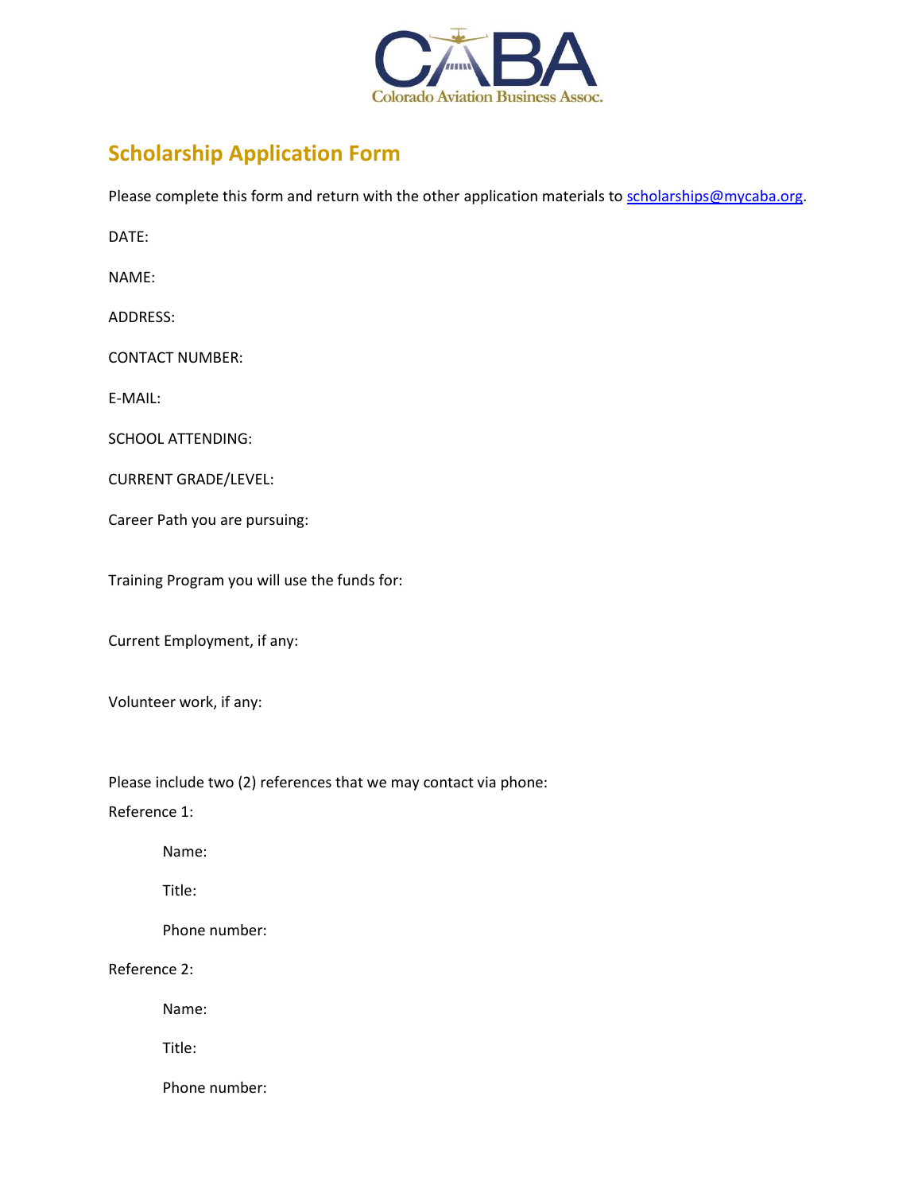# Scholarship Application Form

Please complete this form and return with the other application materials to scholarships@mycaba.org.

DATE:

NAME:

ADDRESS:

CONTACT NUMBER:

E-MAIL:

SCHOOL ATTENDING:

CURRENT GRADE/LEVEL:

Career Path you are pursuing:

Training Program you will use the funds for:

Current Employment, if any:

Volunteer work, if any:

Please include two (2) references that we may contact via phone:

Reference 1:

Name:

Title:

Phone number:

Reference 2:

Name:

Title:

Phone number: